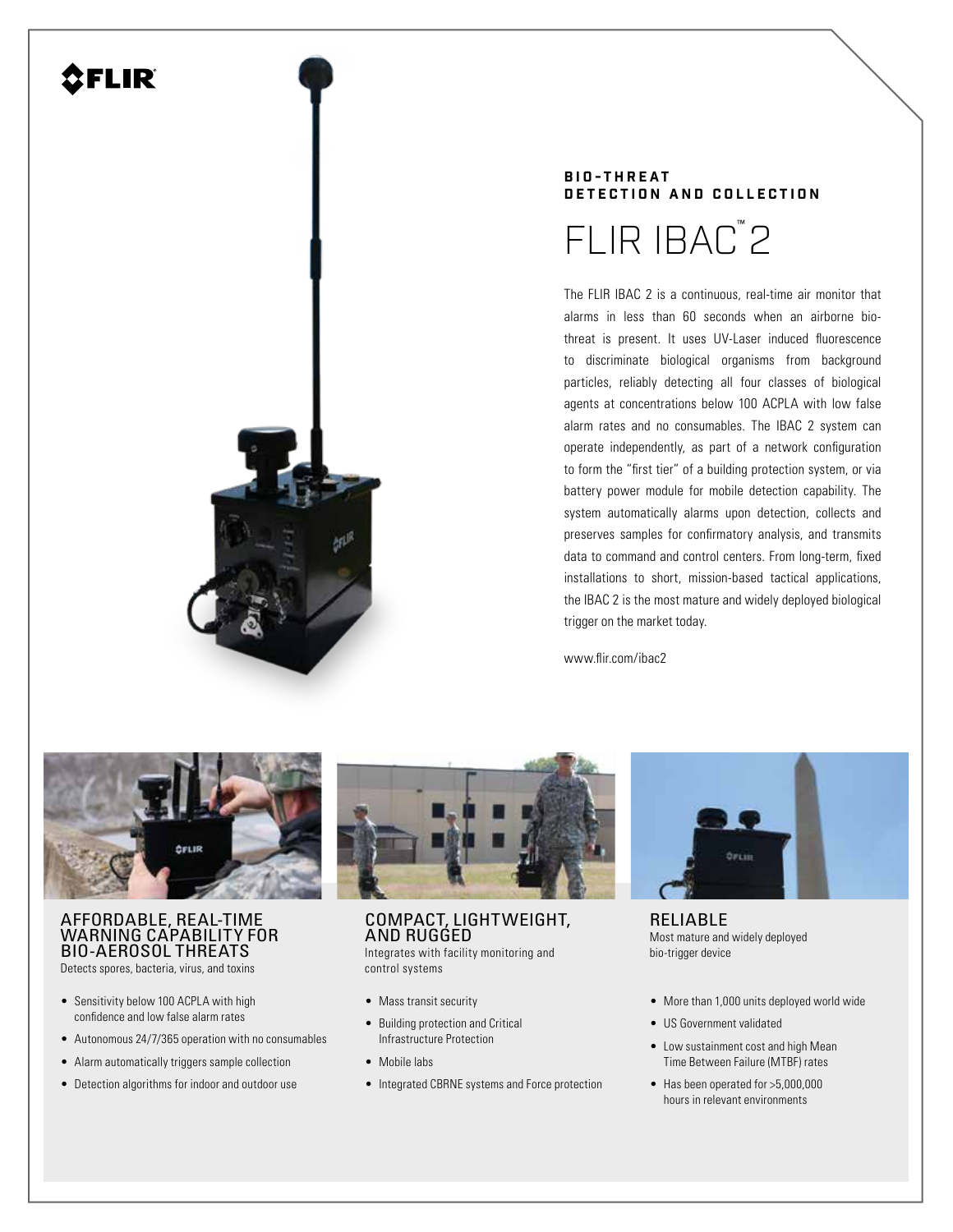FLIR

**BIO-THREAT DETECTION AND COLLECTION**

# FLIR IBAC™ 2

The FLIR IBAC 2 is a continuous, real-time air monitor that alarms in less than 60 seconds when an airborne bio-threat is present. It uses UV-Laser induced fluorescence to discriminate biological organisms from background particles, reliably detecting all four classes of biological agents at concentrations below 100 ACPLA with low false alarm rates and no consumables. The IBAC 2 system can operate independently, as part of a network configuration to form the "first tier" of a building protection system, or via battery power module for mobile detection capability. The system automatically alarms upon detection, collects and preserves samples for confirmatory analysis, and transmits data to command and control centers. From long-term, fixed installations to short, mission-based tactical applications, the IBAC 2 is the most mature and widely deployed biological trigger on the market today.

www.flir.com/ibac2

## AFFORDABLE, REAL-TIME WARNING CAPABILITY FOR BIO-AEROSOL THREATS

Detects spores, bacteria, virus, and toxins

- Sensitivity below 100 ACPLA with high confidence and low false alarm rates
- Autonomous 24/7/365 operation with no consumables
- Alarm automatically triggers sample collection
- Detection algorithms for indoor and outdoor use

## COMPACT, LIGHTWEIGHT, AND RUGGED

Integrates with facility monitoring and control systems

- Mass transit security
- Building protection and Critical Infrastructure Protection
- Mobile labs
- Integrated CBRNE systems and Force protection

## RELIABLE

Most mature and widely deployed bio-trigger device

- More than 1,000 units deployed world wide
- US Government validated
- Low sustainment cost and high Mean Time Between Failure (MTBF) rates
- Has been operated for >5,000,000 hours in relevant environments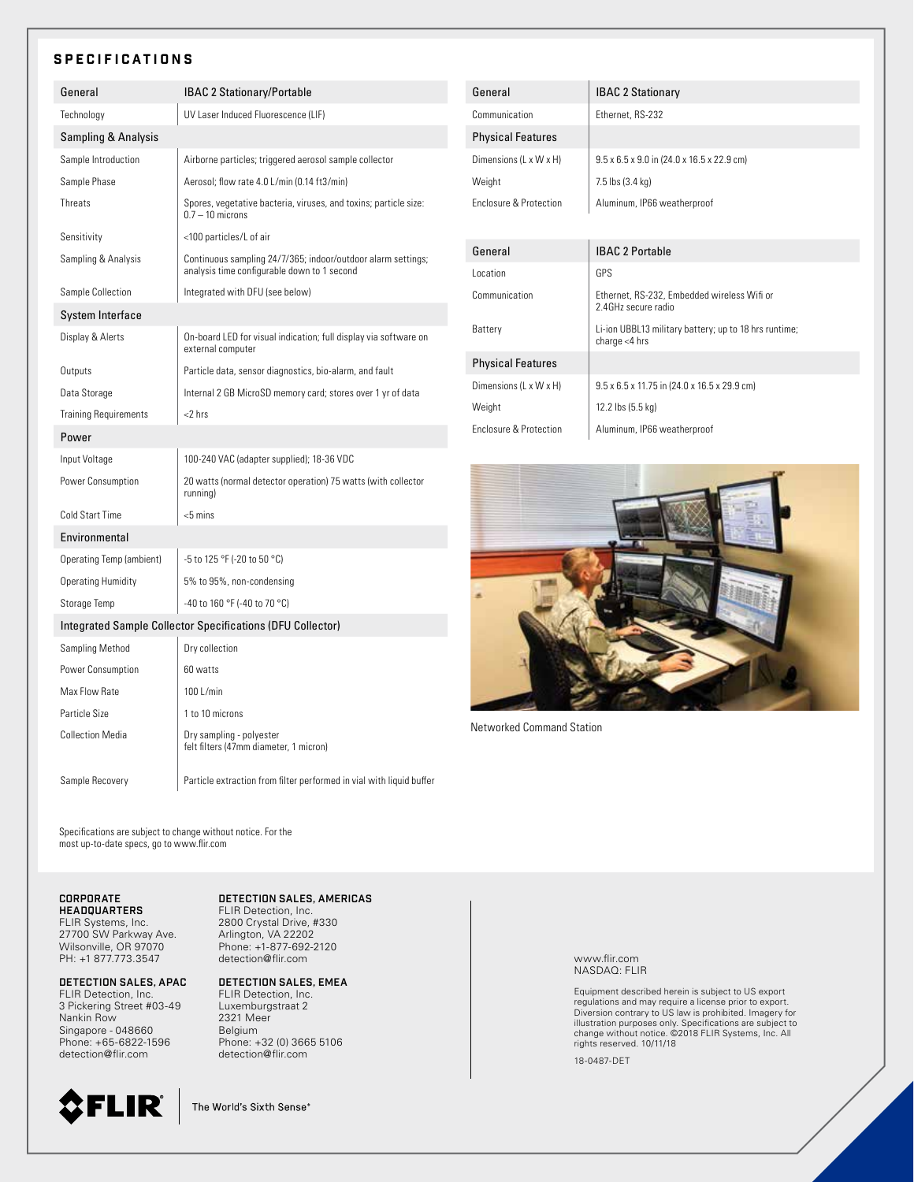## SPECIFICATIONS

| General | IBAC 2 Stationary/Portable |
|---|---|
| Technology | UV Laser Induced Fluorescence (LIF) |
| **Sampling & Analysis** | |
| Sample Introduction | Airborne particles; triggered aerosol sample collector |
| Sample Phase | Aerosol; flow rate 4.0 L/min (0.14 ft3/min) |
| Threats | Spores, vegetative bacteria, viruses, and toxins; particle size: 0.7 – 10 microns |
| Sensitivity | <100 particles/L of air |
| Sampling & Analysis | Continuous sampling 24/7/365; indoor/outdoor alarm settings; analysis time configurable down to 1 second |
| Sample Collection | Integrated with DFU (see below) |
| **System Interface** | |
| Display & Alerts | On-board LED for visual indication; full display via software on external computer |
| Outputs | Particle data, sensor diagnostics, bio-alarm, and fault |
| Data Storage | Internal 2 GB MicroSD memory card; stores over 1 yr of data |
| Training Requirements | <2 hrs |
| **Power** | |
| Input Voltage | 100-240 VAC (adapter supplied); 18-36 VDC |
| Power Consumption | 20 watts (normal detector operation) 75 watts (with collector running) |
| Cold Start Time | <5 mins |
| **Environmental** | |
| Operating Temp (ambient) | -5 to 125 °F (-20 to 50 °C) |
| Operating Humidity | 5% to 95%, non-condensing |
| Storage Temp | -40 to 160 °F (-40 to 70 °C) |
| **Integrated Sample Collector Specifications (DFU Collector)** | |
| Sampling Method | Dry collection |
| Power Consumption | 60 watts |
| Max Flow Rate | 100 L/min |
| Particle Size | 1 to 10 microns |
| Collection Media | Dry sampling - polyester felt filters (47mm diameter, 1 micron) |
| Sample Recovery | Particle extraction from filter performed in vial with liquid buffer |

| General | IBAC 2 Stationary |
|---|---|
| Communication | Ethernet, RS-232 |
| **Physical Features** | |
| Dimensions (L x W x H) | 9.5 x 6.5 x 9.0 in (24.0 x 16.5 x 22.9 cm) |
| Weight | 7.5 lbs (3.4 kg) |
| Enclosure & Protection | Aluminum, IP66 weatherproof |

| General | IBAC 2 Portable |
|---|---|
| Location | GPS |
| Communication | Ethernet, RS-232, Embedded wireless Wifi or 2.4GHz secure radio |
| Battery | Li-ion UBBL13 military battery; up to 18 hrs runtime; charge <4 hrs |
| **Physical Features** | |
| Dimensions (L x W x H) | 9.5 x 6.5 x 11.75 in (24.0 x 16.5 x 29.9 cm) |
| Weight | 12.2 lbs (5.5 kg) |
| Enclosure & Protection | Aluminum, IP66 weatherproof |

Networked Command Station

Specifications are subject to change without notice. For the most up-to-date specs, go to www.flir.com

**CORPORATE HEADQUARTERS**
FLIR Systems, Inc.
27700 SW Parkway Ave.
Wilsonville, OR 97070
PH: +1 877.773.3547

**DETECTION SALES, APAC**
FLIR Detection, Inc.
3 Pickering Street #03-49
Nankin Row
Singapore - 048660
Phone: +65-6822-1596
detection@flir.com

**DETECTION SALES, AMERICAS**
FLIR Detection, Inc.
2800 Crystal Drive, #330
Arlington, VA 22202
Phone: +1-877-692-2120
detection@flir.com

**DETECTION SALES, EMEA**
FLIR Detection, Inc.
Luxemburgstraat 2
2321 Meer
Belgium
Phone: +32 (0) 3665 5106
detection@flir.com

www.flir.com
NASDAQ: FLIR

Equipment described herein is subject to US export regulations and may require a license prior to export. Diversion contrary to US law is prohibited. Imagery for illustration purposes only. Specifications are subject to change without notice. ©2018 FLIR Systems, Inc. All rights reserved. 10/11/18

18-0487-DET

FLIR® The World's Sixth Sense®